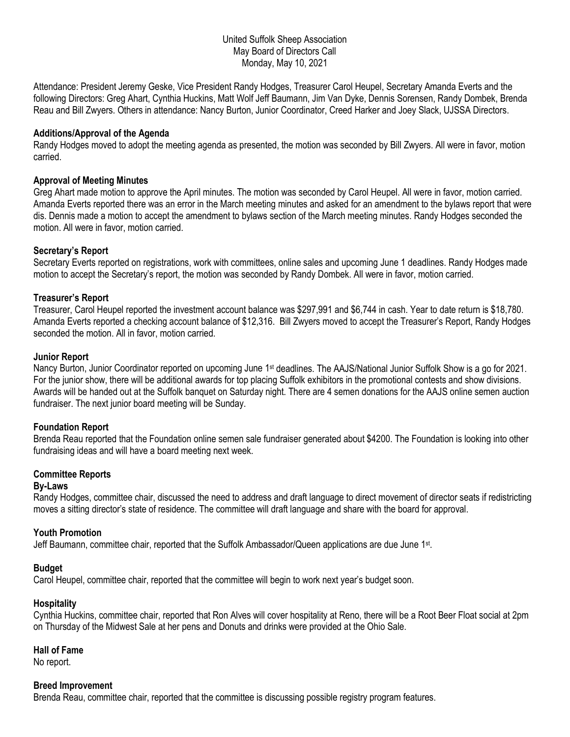United Suffolk Sheep Association
May Board of Directors Call
Monday, May 10, 2021

Attendance: President Jeremy Geske, Vice President Randy Hodges, Treasurer Carol Heupel, Secretary Amanda Everts and the following Directors: Greg Ahart, Cynthia Huckins, Matt Wolf Jeff Baumann, Jim Van Dyke, Dennis Sorensen, Randy Dombek, Brenda Reau and Bill Zwyers. Others in attendance: Nancy Burton, Junior Coordinator, Creed Harker and Joey Slack, UJSSA Directors.

**Additions/Approval of the Agenda**

Randy Hodges moved to adopt the meeting agenda as presented, the motion was seconded by Bill Zwyers. All were in favor, motion carried.

**Approval of Meeting Minutes**

Greg Ahart made motion to approve the April minutes. The motion was seconded by Carol Heupel. All were in favor, motion carried. Amanda Everts reported there was an error in the March meeting minutes and asked for an amendment to the bylaws report that were dis. Dennis made a motion to accept the amendment to bylaws section of the March meeting minutes. Randy Hodges seconded the motion. All were in favor, motion carried.

**Secretary's Report**

Secretary Everts reported on registrations, work with committees, online sales and upcoming June 1 deadlines. Randy Hodges made motion to accept the Secretary's report, the motion was seconded by Randy Dombek. All were in favor, motion carried.

**Treasurer's Report**

Treasurer, Carol Heupel reported the investment account balance was $297,991 and $6,744 in cash. Year to date return is $18,780. Amanda Everts reported a checking account balance of $12,316. Bill Zwyers moved to accept the Treasurer's Report, Randy Hodges seconded the motion. All in favor, motion carried.

**Junior Report**

Nancy Burton, Junior Coordinator reported on upcoming June 1st deadlines. The AAJS/National Junior Suffolk Show is a go for 2021. For the junior show, there will be additional awards for top placing Suffolk exhibitors in the promotional contests and show divisions. Awards will be handed out at the Suffolk banquet on Saturday night. There are 4 semen donations for the AAJS online semen auction fundraiser. The next junior board meeting will be Sunday.

**Foundation Report**

Brenda Reau reported that the Foundation online semen sale fundraiser generated about $4200. The Foundation is looking into other fundraising ideas and will have a board meeting next week.

**Committee Reports**

**By-Laws**

Randy Hodges, committee chair, discussed the need to address and draft language to direct movement of director seats if redistricting moves a sitting director's state of residence. The committee will draft language and share with the board for approval.

**Youth Promotion**

Jeff Baumann, committee chair, reported that the Suffolk Ambassador/Queen applications are due June 1st.

**Budget**

Carol Heupel, committee chair, reported that the committee will begin to work next year's budget soon.

**Hospitality**

Cynthia Huckins, committee chair, reported that Ron Alves will cover hospitality at Reno, there will be a Root Beer Float social at 2pm on Thursday of the Midwest Sale at her pens and Donuts and drinks were provided at the Ohio Sale.

**Hall of Fame**

No report.

**Breed Improvement**

Brenda Reau, committee chair, reported that the committee is discussing possible registry program features.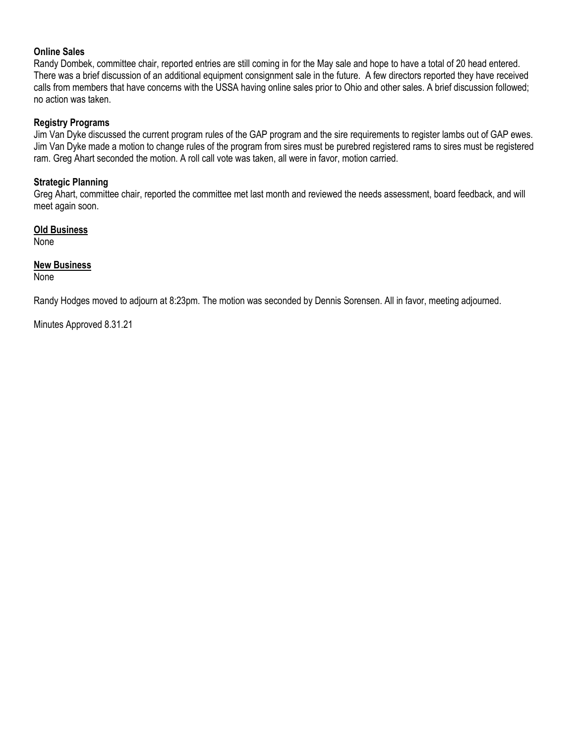**Online Sales**
Randy Dombek, committee chair, reported entries are still coming in for the May sale and hope to have a total of 20 head entered. There was a brief discussion of an additional equipment consignment sale in the future. A few directors reported they have received calls from members that have concerns with the USSA having online sales prior to Ohio and other sales. A brief discussion followed; no action was taken.

**Registry Programs**
Jim Van Dyke discussed the current program rules of the GAP program and the sire requirements to register lambs out of GAP ewes. Jim Van Dyke made a motion to change rules of the program from sires must be purebred registered rams to sires must be registered ram. Greg Ahart seconded the motion. A roll call vote was taken, all were in favor, motion carried.

**Strategic Planning**
Greg Ahart, committee chair, reported the committee met last month and reviewed the needs assessment, board feedback, and will meet again soon.

**Old Business**
None

**New Business**
None

Randy Hodges moved to adjourn at 8:23pm. The motion was seconded by Dennis Sorensen. All in favor, meeting adjourned.

Minutes Approved 8.31.21